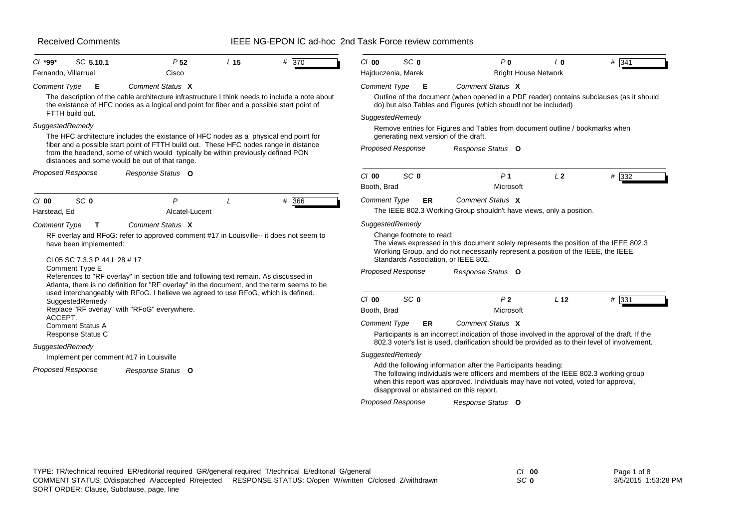# Received Comments

## IEEE NG-EPON IC ad-hoc 2nd Task Force review comments

---

**Cl** *99* **SC** 5.10.1 **P** 52 **L** 15 **#** 370

Fernando, Villarruel — Cisco

*Comment Type* **E** *Comment Status* **X**

The description of the cable architecture infrastructure I think needs to include a note about the existance of HFC nodes as a logical end point for fiber and a possible start point of FTTH build out.

*SuggestedRemedy*

The HFC architecture includes the existance of HFC nodes as a physical end point for fiber and a possible start point of FTTH build out. These HFC nodes range in distance from the headend, some of which would typically be within previously defined PON distances and some would be out of that range.

*Proposed Response* *Response Status* **O**

---

**Cl** 00 **SC** 0 **P** **L** **#** 366

Harstead, Ed — Alcatel-Lucent

*Comment Type* **T** *Comment Status* **X**

RF overlay and RFoG: refer to approved comment #17 in Louisville-- it does not seem to have been implemented:

Cl 05 SC 7.3.3 P 44 L 28 # 17
Comment Type E
References to "RF overlay" in section title and following text remain. As discussed in Atlanta, there is no definition for "RF overlay" in the document, and the term seems to be used interchangeably with RFoG. I believe we agreed to use RFoG, which is defined.
SuggestedRemedy
Replace "RF overlay" with "RFoG" everywhere.
ACCEPT.
Comment Status A
Response Status C

*SuggestedRemedy*

Implement per comment #17 in Louisville

*Proposed Response* *Response Status* **O**

---

**Cl** 00 **SC** 0 **P** 0 **L** 0 **#** 341

Hajduczenia, Marek — Bright House Network

*Comment Type* **E** *Comment Status* **X**

Outline of the document (when opened in a PDF reader) contains subclauses (as it should do) but also Tables and Figures (which shoudl not be included)

*SuggestedRemedy*

Remove entries for Figures and Tables from document outline / bookmarks when generating next version of the draft.

*Proposed Response* *Response Status* **O**

---

**Cl** 00 **SC** 0 **P** 1 **L** 2 **#** 332

Booth, Brad — Microsoft

*Comment Type* **ER** *Comment Status* **X**

The IEEE 802.3 Working Group shouldn't have views, only a position.

*SuggestedRemedy*

Change footnote to read:
The views expressed in this document solely represents the position of the IEEE 802.3 Working Group, and do not necessarily represent a position of the IEEE, the IEEE Standards Association, or IEEE 802.

*Proposed Response* *Response Status* **O**

---

**Cl** 00 **SC** 0 **P** 2 **L** 12 **#** 331

Booth, Brad — Microsoft

*Comment Type* **ER** *Comment Status* **X**

Participants is an incorrect indication of those involved in the approval of the draft. If the 802.3 voter's list is used, clarification should be provided as to their level of involvement.

*SuggestedRemedy*

Add the following information after the Participants heading:
The following individuals were officers and members of the IEEE 802.3 working group when this report was approved. Individuals may have not voted, voted for approval, disapproval or abstained on this report.

*Proposed Response* *Response Status* **O**

---

TYPE: TR/technical required ER/editorial required GR/general required T/technical E/editorial G/general
COMMENT STATUS: D/dispatched A/accepted R/rejected RESPONSE STATUS: O/open W/written C/closed Z/withdrawn
SORT ORDER: Clause, Subclause, page, line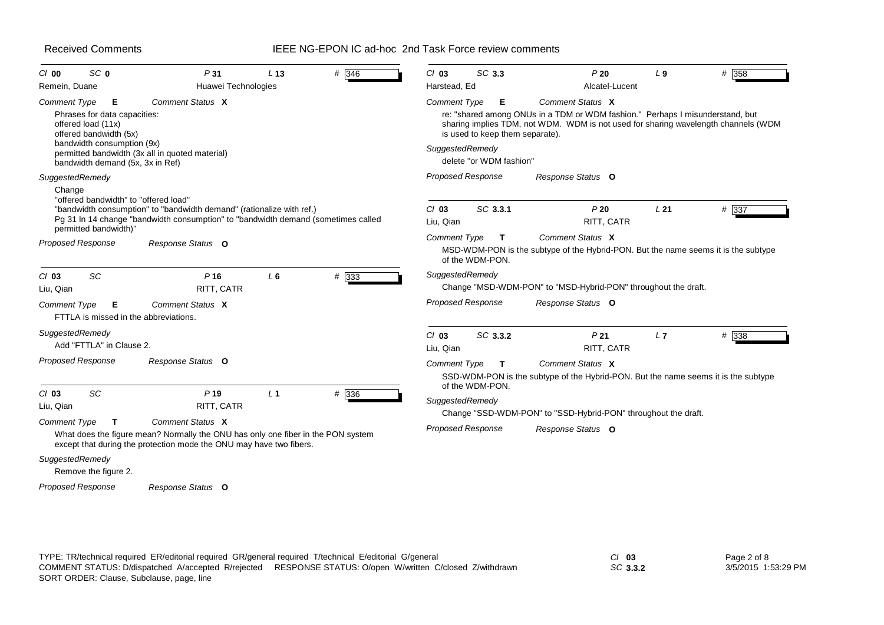## Received Comments — IEEE NG-EPON IC ad-hoc 2nd Task Force review comments

---

**Cl** 00 **SC** 0 **P** 31 **L** 13 **#** 346

Remein, Duane — Huawei Technologies

*Comment Type* **E** *Comment Status* **X**

Phrases for data capacities:
offered load (11x)
offered bandwidth (5x)
bandwidth consumption (9x)
permitted bandwidth (3x all in quoted material)
bandwidth demand (5x, 3x in Ref)

*SuggestedRemedy*

Change
"offered bandwidth" to "offered load"
"bandwidth consumption" to "bandwidth demand" (rationalize with ref.)
Pg 31 ln 14 change "bandwidth consumption" to "bandwidth demand (sometimes called permitted bandwidth)"

*Proposed Response* *Response Status* **O**

---

**Cl** 03 **SC** **P** 16 **L** 6 **#** 333

Liu, Qian — RITT, CATR

*Comment Type* **E** *Comment Status* **X**

FTTLA is missed in the abbreviations.

*SuggestedRemedy*

Add "FTTLA" in Clause 2.

*Proposed Response* *Response Status* **O**

---

**Cl** 03 **SC** **P** 19 **L** 1 **#** 336

Liu, Qian — RITT, CATR

*Comment Type* **T** *Comment Status* **X**

What does the figure mean? Normally the ONU has only one fiber in the PON system except that during the protection mode the ONU may have two fibers.

*SuggestedRemedy*

Remove the figure 2.

*Proposed Response* *Response Status* **O**

---

**Cl** 03 **SC** 3.3 **P** 20 **L** 9 **#** 358

Harstead, Ed — Alcatel-Lucent

*Comment Type* **E** *Comment Status* **X**

re: "shared among ONUs in a TDM or WDM fashion." Perhaps I misunderstand, but sharing implies TDM, not WDM. WDM is not used for sharing wavelength channels (WDM is used to keep them separate).

*SuggestedRemedy*

delete "or WDM fashion"

*Proposed Response* *Response Status* **O**

---

**Cl** 03 **SC** 3.3.1 **P** 20 **L** 21 **#** 337

Liu, Qian — RITT, CATR

*Comment Type* **T** *Comment Status* **X**

MSD-WDM-PON is the subtype of the Hybrid-PON. But the name seems it is the subtype of the WDM-PON.

*SuggestedRemedy*

Change "MSD-WDM-PON" to "MSD-Hybrid-PON" throughout the draft.

*Proposed Response* *Response Status* **O**

---

**Cl** 03 **SC** 3.3.2 **P** 21 **L** 7 **#** 338

Liu, Qian — RITT, CATR

*Comment Type* **T** *Comment Status* **X**

SSD-WDM-PON is the subtype of the Hybrid-PON. But the name seems it is the subtype of the WDM-PON.

*SuggestedRemedy*

Change "SSD-WDM-PON" to "SSD-Hybrid-PON" throughout the draft.

*Proposed Response* *Response Status* **O**

---

TYPE: TR/technical required ER/editorial required GR/general required T/technical E/editorial G/general
COMMENT STATUS: D/dispatched A/accepted R/rejected RESPONSE STATUS: O/open W/written C/closed Z/withdrawn
SORT ORDER: Clause, Subclause, page, line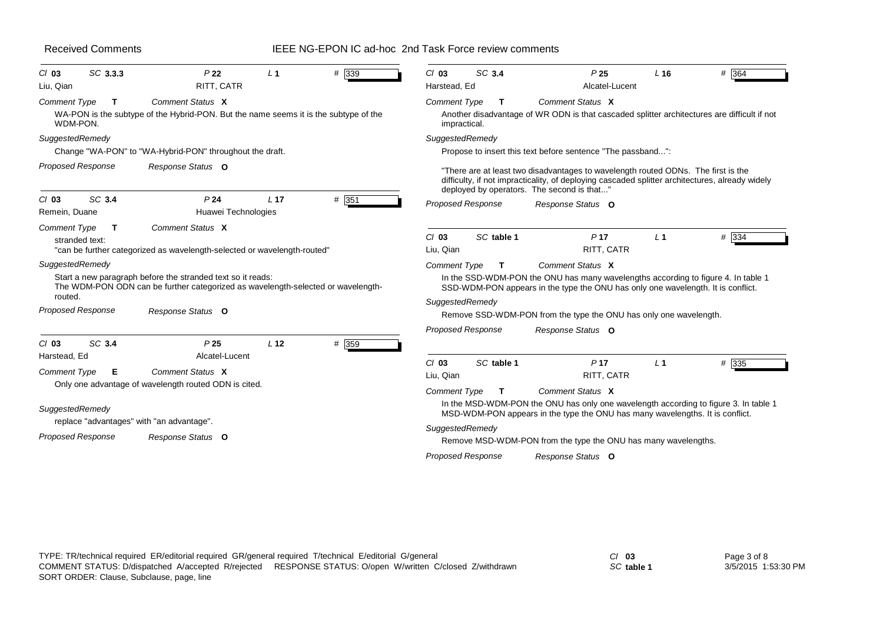Cl 03 SC 3.3.3 P 22 L 1 # 339

Liu, Qian RITT, CATR

*Comment Type* **T** *Comment Status* **X**

WA-PON is the subtype of the Hybrid-PON. But the name seems it is the subtype of the WDM-PON.

*SuggestedRemedy*

Change "WA-PON" to "WA-Hybrid-PON" throughout the draft.

*Proposed Response* *Response Status* **O**

---

Cl 03 SC 3.4 P 24 L 17 # 351

Remein, Duane Huawei Technologies

*Comment Type* **T** *Comment Status* **X**

stranded text:
"can be further categorized as wavelength-selected or wavelength-routed"

*SuggestedRemedy*

Start a new paragraph before the stranded text so it reads:
The WDM-PON ODN can be further categorized as wavelength-selected or wavelength-routed.

*Proposed Response* *Response Status* **O**

---

Cl 03 SC 3.4 P 25 L 12 # 359

Harstead, Ed Alcatel-Lucent

*Comment Type* **E** *Comment Status* **X**

Only one advantage of wavelength routed ODN is cited.

*SuggestedRemedy*

replace "advantages" with "an advantage".

*Proposed Response* *Response Status* **O**

---

Cl 03 SC 3.4 P 25 L 16 # 364

Harstead, Ed Alcatel-Lucent

*Comment Type* **T** *Comment Status* **X**

Another disadvantage of WR ODN is that cascaded splitter architectures are difficult if not impractical.

*SuggestedRemedy*

Propose to insert this text before sentence "The passband...":

"There are at least two disadvantages to wavelength routed ODNs. The first is the difficulty, if not impracticality, of deploying cascaded splitter architectures, already widely deployed by operators. The second is that..."

*Proposed Response* *Response Status* **O**

---

Cl 03 SC table 1 P 17 L 1 # 334

Liu, Qian RITT, CATR

*Comment Type* **T** *Comment Status* **X**

In the SSD-WDM-PON the ONU has many wavelengths according to figure 4. In table 1 SSD-WDM-PON appears in the type the ONU has only one wavelength. It is conflict.

*SuggestedRemedy*

Remove SSD-WDM-PON from the type the ONU has only one wavelength.

*Proposed Response* *Response Status* **O**

---

Cl 03 SC table 1 P 17 L 1 # 335

Liu, Qian RITT, CATR

*Comment Type* **T** *Comment Status* **X**

In the MSD-WDM-PON the ONU has only one wavelength according to figure 3. In table 1 MSD-WDM-PON appears in the type the ONU has many wavelengths. It is conflict.

*SuggestedRemedy*

Remove MSD-WDM-PON from the type the ONU has many wavelengths.

*Proposed Response* *Response Status* **O**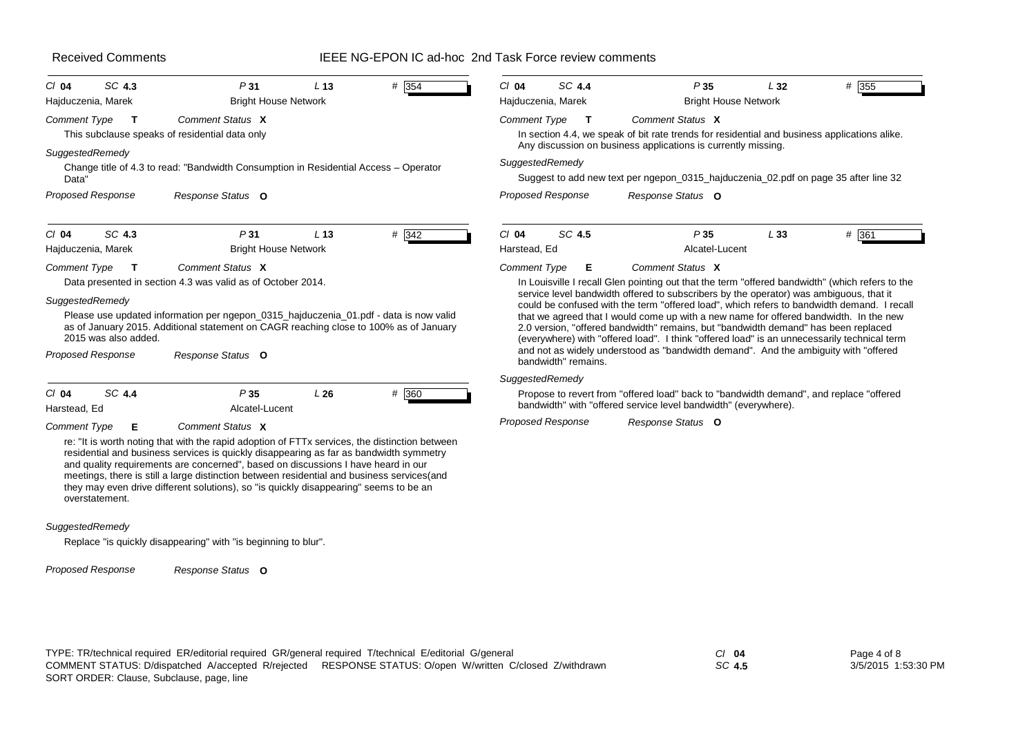**Cl** 04 **SC** 4.3 **P** 31 **L** 13 **#** 354

Hajduczenia, Marek — Bright House Network

*Comment Type* **T** *Comment Status* **X**

This subclause speaks of residential data only

*SuggestedRemedy*

Change title of 4.3 to read: "Bandwidth Consumption in Residential Access – Operator Data"

*Proposed Response* *Response Status* **O**

---

**Cl** 04 **SC** 4.3 **P** 31 **L** 13 **#** 342

Hajduczenia, Marek — Bright House Network

*Comment Type* **T** *Comment Status* **X**

Data presented in section 4.3 was valid as of October 2014.

*SuggestedRemedy*

Please use updated information per ngepon_0315_hajduczenia_01.pdf - data is now valid as of January 2015. Additional statement on CAGR reaching close to 100% as of January 2015 was also added.

*Proposed Response* *Response Status* **O**

---

**Cl** 04 **SC** 4.4 **P** 35 **L** 26 **#** 360

Harstead, Ed — Alcatel-Lucent

*Comment Type* **E** *Comment Status* **X**

re: "It is worth noting that with the rapid adoption of FTTx services, the distinction between residential and business services is quickly disappearing as far as bandwidth symmetry and quality requirements are concerned", based on discussions I have heard in our meetings, there is still a large distinction between residential and business services(and they may even drive different solutions), so "is quickly disappearing" seems to be an overstatement.

*SuggestedRemedy*

Replace "is quickly disappearing" with "is beginning to blur".

*Proposed Response* *Response Status* **O**

---

**Cl** 04 **SC** 4.4 **P** 35 **L** 32 **#** 355

Hajduczenia, Marek — Bright House Network

*Comment Type* **T** *Comment Status* **X**

In section 4.4, we speak of bit rate trends for residential and business applications alike. Any discussion on business applications is currently missing.

*SuggestedRemedy*

Suggest to add new text per ngepon_0315_hajduczenia_02.pdf on page 35 after line 32

*Proposed Response* *Response Status* **O**

---

**Cl** 04 **SC** 4.5 **P** 35 **L** 33 **#** 361

Harstead, Ed — Alcatel-Lucent

*Comment Type* **E** *Comment Status* **X**

In Louisville I recall Glen pointing out that the term "offered bandwidth" (which refers to the service level bandwidth offered to subscribers by the operator) was ambiguous, that it could be confused with the term "offered load", which refers to bandwidth demand. I recall that we agreed that I would come up with a new name for offered bandwidth. In the new 2.0 version, "offered bandwidth" remains, but "bandwidth demand" has been replaced (everywhere) with "offered load". I think "offered load" is an unnecessarily technical term and not as widely understood as "bandwidth demand". And the ambiguity with "offered bandwidth" remains.

*SuggestedRemedy*

Propose to revert from "offered load" back to "bandwidth demand", and replace "offered bandwidth" with "offered service level bandwidth" (everywhere).

*Proposed Response* *Response Status* **O**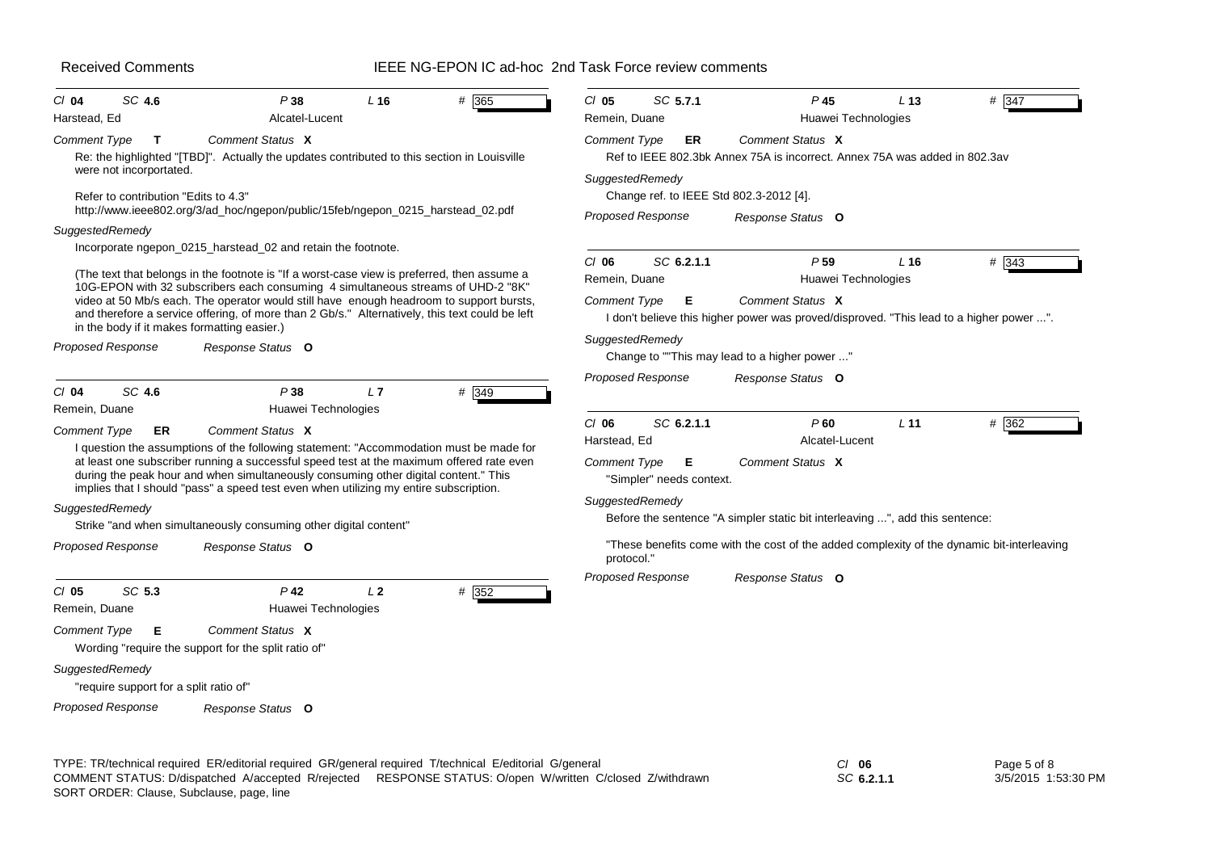## Cl 04 SC 4.6 P 38 L 16 # 365

Harstead, Ed — Alcatel-Lucent

*Comment Type* **T** *Comment Status* **X**

Re: the highlighted "[TBD]". Actually the updates contributed to this section in Louisville were not incorporated.

Refer to contribution "Edits to 4.3"
http://www.ieee802.org/3/ad_hoc/ngepon/public/15feb/ngepon_0215_harstead_02.pdf

*SuggestedRemedy*

Incorporate ngepon_0215_harstead_02 and retain the footnote.

(The text that belongs in the footnote is "If a worst-case view is preferred, then assume a 10G-EPON with 32 subscribers each consuming 4 simultaneous streams of UHD-2 "8K" video at 50 Mb/s each. The operator would still have enough headroom to support bursts, and therefore a service offering, of more than 2 Gb/s." Alternatively, this text could be left in the body if it makes formatting easier.)

*Proposed Response* *Response Status* **O**

---

## Cl 04 SC 4.6 P 38 L 7 # 349

Remein, Duane — Huawei Technologies

*Comment Type* **ER** *Comment Status* **X**

I question the assumptions of the following statement: "Accommodation must be made for at least one subscriber running a successful speed test at the maximum offered rate even during the peak hour and when simultaneously consuming other digital content." This implies that I should "pass" a speed test even when utilizing my entire subscription.

*SuggestedRemedy*

Strike "and when simultaneously consuming other digital content"

*Proposed Response* *Response Status* **O**

---

## Cl 05 SC 5.3 P 42 L 2 # 352

Remein, Duane — Huawei Technologies

*Comment Type* **E** *Comment Status* **X**

Wording "require the support for the split ratio of"

*SuggestedRemedy*

"require support for a split ratio of"

*Proposed Response* *Response Status* **O**

---

## Cl 05 SC 5.7.1 P 45 L 13 # 347

Remein, Duane — Huawei Technologies

*Comment Type* **ER** *Comment Status* **X**

Ref to IEEE 802.3bk Annex 75A is incorrect. Annex 75A was added in 802.3av

*SuggestedRemedy*

Change ref. to IEEE Std 802.3-2012 [4].

*Proposed Response* *Response Status* **O**

---

## Cl 06 SC 6.2.1.1 P 59 L 16 # 343

Remein, Duane — Huawei Technologies

*Comment Type* **E** *Comment Status* **X**

I don't believe this higher power was proved/disproved. "This lead to a higher power ...".

*SuggestedRemedy*

Change to ""This may lead to a higher power ..."

*Proposed Response* *Response Status* **O**

---

## Cl 06 SC 6.2.1.1 P 60 L 11 # 362

Harstead, Ed — Alcatel-Lucent

*Comment Type* **E** *Comment Status* **X**

"Simpler" needs context.

*SuggestedRemedy*

Before the sentence "A simpler static bit interleaving ...", add this sentence:

"These benefits come with the cost of the added complexity of the dynamic bit-interleaving protocol."

*Proposed Response* *Response Status* **O**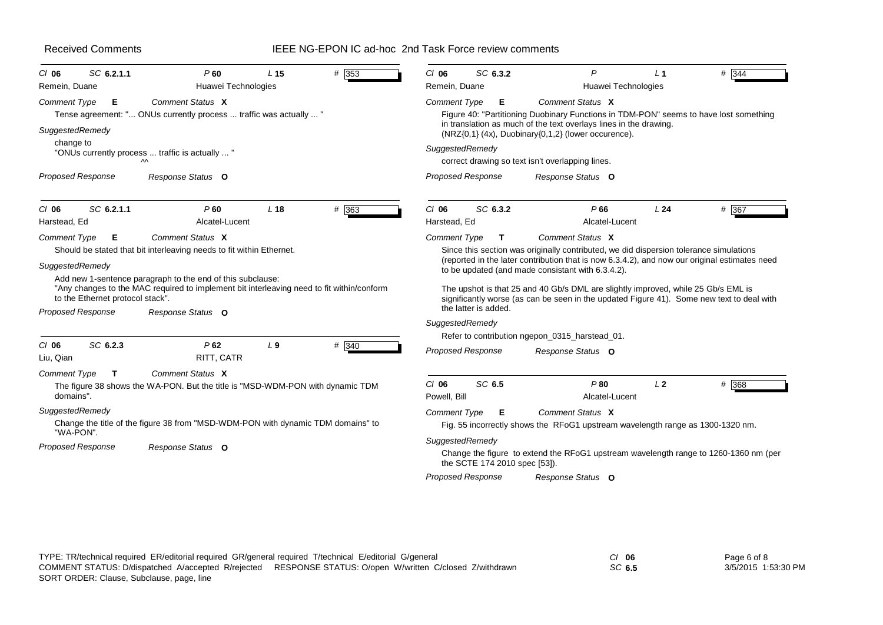Received Comments — IEEE NG-EPON IC ad-hoc 2nd Task Force review comments

---

**Cl** 06 **SC** 6.2.1.1 **P** 60 **L** 15 **#** 353

Remein, Duane — Huawei Technologies

*Comment Type* **E** *Comment Status* **X**

Tense agreement: "... ONUs currently process ... traffic was actually ... "

*SuggestedRemedy*

change to
"ONUs currently process ... traffic is actually ... "
^^

*Proposed Response* *Response Status* **O**

---

**Cl** 06 **SC** 6.2.1.1 **P** 60 **L** 18 **#** 363

Harstead, Ed — Alcatel-Lucent

*Comment Type* **E** *Comment Status* **X**

Should be stated that bit interleaving needs to fit within Ethernet.

*SuggestedRemedy*

Add new 1-sentence paragraph to the end of this subclause:
"Any changes to the MAC required to implement bit interleaving need to fit within/conform to the Ethernet protocol stack".

*Proposed Response* *Response Status* **O**

---

**Cl** 06 **SC** 6.2.3 **P** 62 **L** 9 **#** 340

Liu, Qian — RITT, CATR

*Comment Type* **T** *Comment Status* **X**

The figure 38 shows the WA-PON. But the title is "MSD-WDM-PON with dynamic TDM domains".

*SuggestedRemedy*

Change the title of the figure 38 from "MSD-WDM-PON with dynamic TDM domains" to "WA-PON".

*Proposed Response* *Response Status* **O**

---

**Cl** 06 **SC** 6.3.2 **P** **L** 1 **#** 344

Remein, Duane — Huawei Technologies

*Comment Type* **E** *Comment Status* **X**

Figure 40: "Partitioning Duobinary Functions in TDM-PON" seems to have lost something in translation as much of the text overlays lines in the drawing.
(NRZ{0,1} (4x), Duobinary{0,1,2} (lower occurence).

*SuggestedRemedy*

correct drawing so text isn't overlapping lines.

*Proposed Response* *Response Status* **O**

---

**Cl** 06 **SC** 6.3.2 **P** 66 **L** 24 **#** 367

Harstead, Ed — Alcatel-Lucent

*Comment Type* **T** *Comment Status* **X**

Since this section was originally contributed, we did dispersion tolerance simulations (reported in the later contribution that is now 6.3.4.2), and now our original estimates need to be updated (and made consistant with 6.3.4.2).

The upshot is that 25 and 40 Gb/s DML are slightly improved, while 25 Gb/s EML is significantly worse (as can be seen in the updated Figure 41). Some new text to deal with the latter is added.

*SuggestedRemedy*

Refer to contribution ngepon_0315_harstead_01.

*Proposed Response* *Response Status* **O**

---

**Cl** 06 **SC** 6.5 **P** 80 **L** 2 **#** 368

Powell, Bill — Alcatel-Lucent

*Comment Type* **E** *Comment Status* **X**

Fig. 55 incorrectly shows the RFoG1 upstream wavelength range as 1300-1320 nm.

*SuggestedRemedy*

Change the figure to extend the RFoG1 upstream wavelength range to 1260-1360 nm (per the SCTE 174 2010 spec [53]).

*Proposed Response* *Response Status* **O**

---

TYPE: TR/technical required ER/editorial required GR/general required T/technical E/editorial G/general
COMMENT STATUS: D/dispatched A/accepted R/rejected RESPONSE STATUS: O/open W/written C/closed Z/withdrawn
SORT ORDER: Clause, Subclause, page, line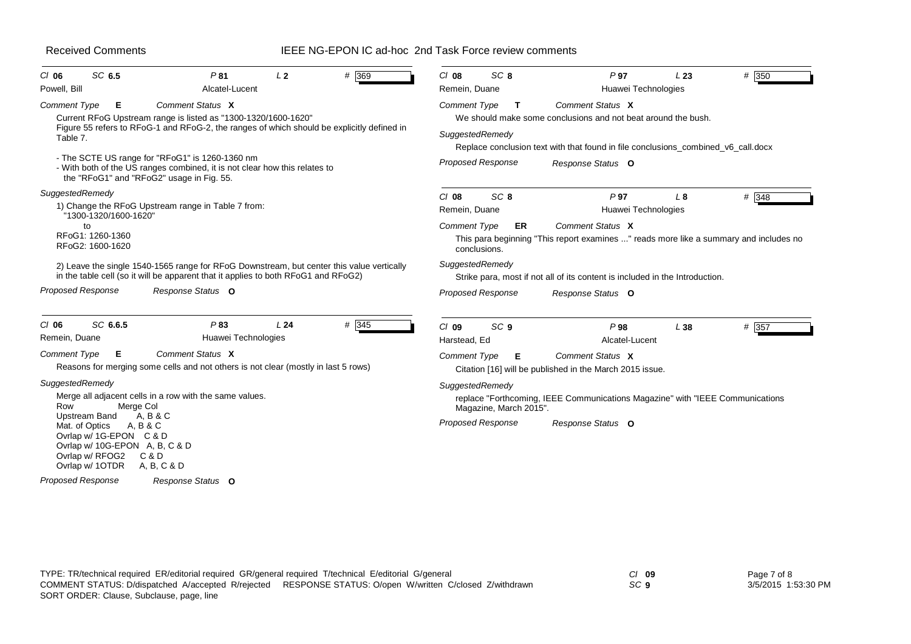**Cl 06 SC 6.5 P 81 L 2 # 369**

Powell, Bill — Alcatel-Lucent

*Comment Type* **E** *Comment Status* **X**

Current RFoG Upstream range is listed as "1300-1320/1600-1620"
Figure 55 refers to RFoG-1 and RFoG-2, the ranges of which should be explicitly defined in Table 7.

- The SCTE US range for "RFoG1" is 1260-1360 nm
- With both of the US ranges combined, it is not clear how this relates to the "RFoG1" and "RFoG2" usage in Fig. 55.

*SuggestedRemedy*

1) Change the RFoG Upstream range in Table 7 from:
"1300-1320/1600-1620"
to
RFoG1: 1260-1360
RFoG2: 1600-1620

2) Leave the single 1540-1565 range for RFoG Downstream, but center this value vertically in the table cell (so it will be apparent that it applies to both RFoG1 and RFoG2)

*Proposed Response* *Response Status* **O**

---

**Cl 06 SC 6.6.5 P 83 L 24 # 345**

Remein, Duane — Huawei Technologies

*Comment Type* **E** *Comment Status* **X**

Reasons for merging some cells and not others is not clear (mostly in last 5 rows)

*SuggestedRemedy*

Merge all adjacent cells in a row with the same values.

| Row | Merge Col |
|---|---|
| Upstream Band | A, B & C |
| Mat. of Optics | A, B & C |
| Ovrlap w/ 1G-EPON | C & D |
| Ovrlap w/ 10G-EPON | A, B, C & D |
| Ovrlap w/ RFOG2 | C & D |
| Ovrlap w/ 1OTDR | A, B, C & D |

*Proposed Response* *Response Status* **O**

---

**Cl 08 SC 8 P 97 L 23 # 350**

Remein, Duane — Huawei Technologies

*Comment Type* **T** *Comment Status* **X**

We should make some conclusions and not beat around the bush.

*SuggestedRemedy*

Replace conclusion text with that found in file conclusions_combined_v6_call.docx

*Proposed Response* *Response Status* **O**

---

**Cl 08 SC 8 P 97 L 8 # 348**

Remein, Duane — Huawei Technologies

*Comment Type* **ER** *Comment Status* **X**

This para beginning "This report examines ..." reads more like a summary and includes no conclusions.

*SuggestedRemedy*

Strike para, most if not all of its content is included in the Introduction.

*Proposed Response* *Response Status* **O**

---

**Cl 09 SC 9 P 98 L 38 # 357**

Harstead, Ed — Alcatel-Lucent

*Comment Type* **E** *Comment Status* **X**

Citation [16] will be published in the March 2015 issue.

*SuggestedRemedy*

replace "Forthcoming, IEEE Communications Magazine" with "IEEE Communications Magazine, March 2015".

*Proposed Response* *Response Status* **O**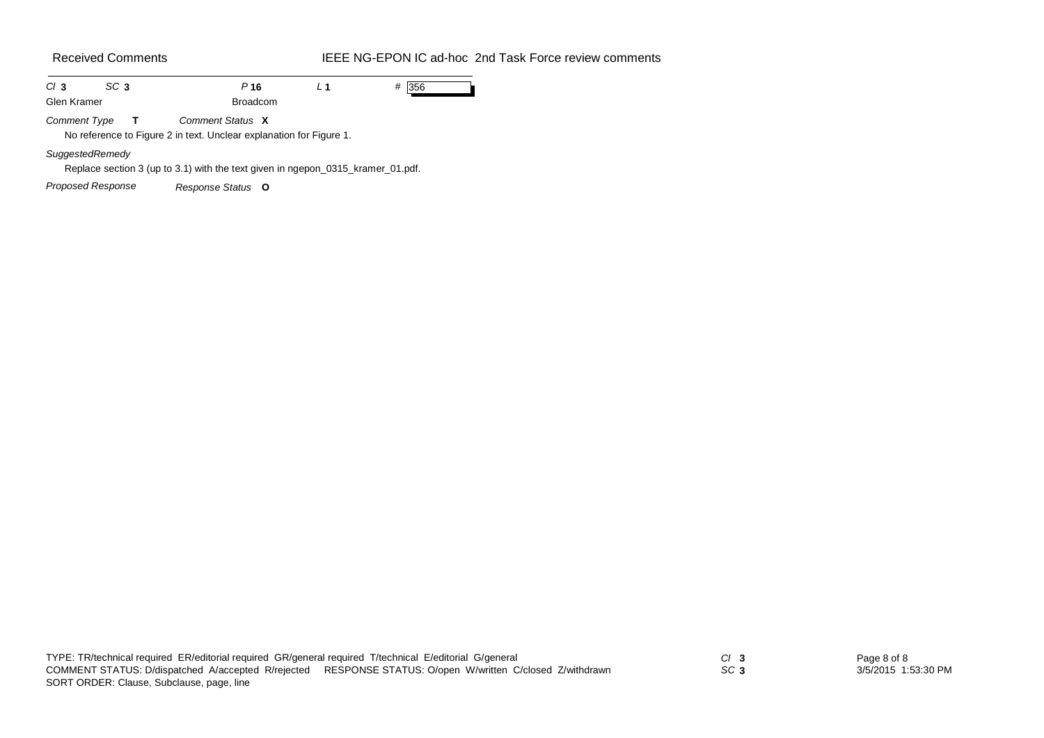| | | | | |
|---|---|---|---|---|
| *Cl* **3** | *SC* **3** | *P* **16** | *L* **1** | # 356 |
| Glen Kramer | | Broadcom | | |

*Comment Type* **T** *Comment Status* **X**

No reference to Figure 2 in text. Unclear explanation for Figure 1.

*SuggestedRemedy*

Replace section 3 (up to 3.1) with the text given in ngepon_0315_kramer_01.pdf.

*Proposed Response* *Response Status* **O**

TYPE: TR/technical required ER/editorial required GR/general required T/technical E/editorial G/general
COMMENT STATUS: D/dispatched A/accepted R/rejected RESPONSE STATUS: O/open W/written C/closed Z/withdrawn
SORT ORDER: Clause, Subclause, page, line